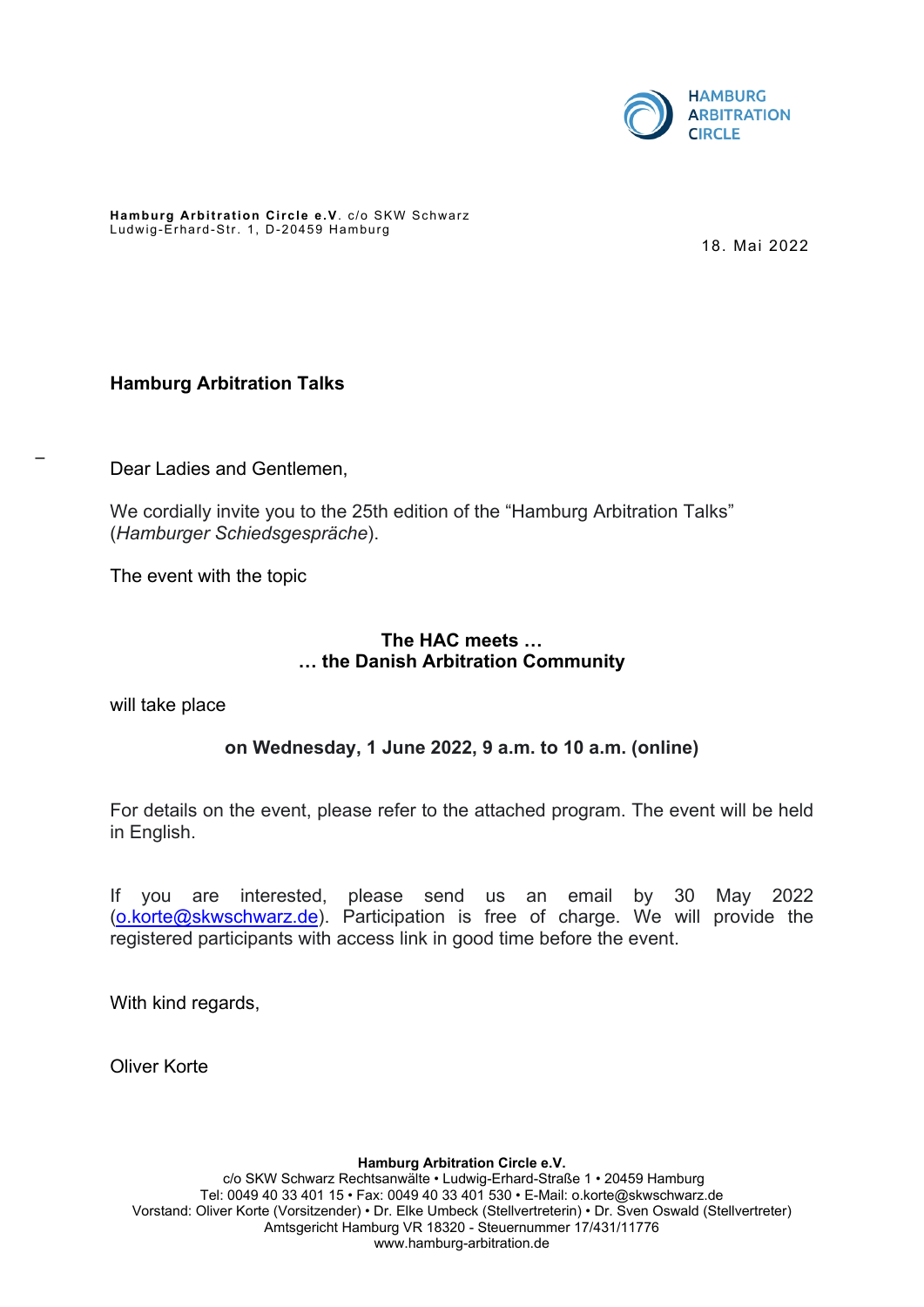HAMBURG ARBITRATION CIRCLE

**Hamburg Arbitration Circle e.V.** c/o SKW Schwarz
Ludwig-Erhard-Str. 1, D-20459 Hamburg

18. Mai 2022

**Hamburg Arbitration Talks**

Dear Ladies and Gentlemen,

We cordially invite you to the 25th edition of the "Hamburg Arbitration Talks" (*Hamburger Schiedsgespräche*).

The event with the topic

**The HAC meets …**
**… the Danish Arbitration Community**

will take place

**on Wednesday, 1 June 2022, 9 a.m. to 10 a.m. (online)**

For details on the event, please refer to the attached program. The event will be held in English.

If you are interested, please send us an email by 30 May 2022 (o.korte@skwschwarz.de). Participation is free of charge. We will provide the registered participants with access link in good time before the event.

With kind regards,

Oliver Korte

**Hamburg Arbitration Circle e.V.**
c/o SKW Schwarz Rechtsanwälte • Ludwig-Erhard-Straße 1 • 20459 Hamburg
Tel: 0049 40 33 401 15 • Fax: 0049 40 33 401 530 • E-Mail: o.korte@skwschwarz.de
Vorstand: Oliver Korte (Vorsitzender) • Dr. Elke Umbeck (Stellvertreterin) • Dr. Sven Oswald (Stellvertreter)
Amtsgericht Hamburg VR 18320 - Steuernummer 17/431/11776
www.hamburg-arbitration.de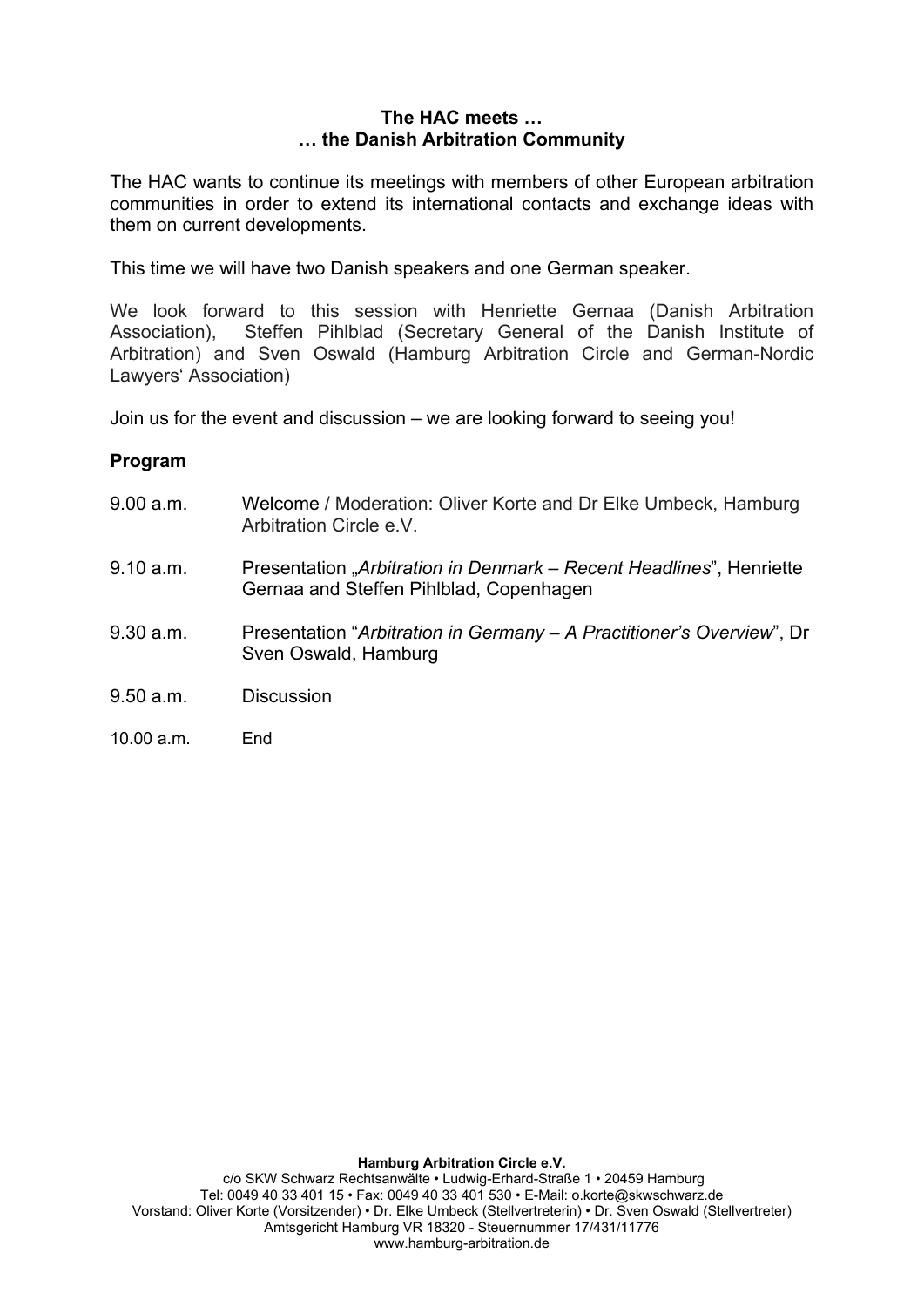**The HAC meets …**
**… the Danish Arbitration Community**

The HAC wants to continue its meetings with members of other European arbitration communities in order to extend its international contacts and exchange ideas with them on current developments.

This time we will have two Danish speakers and one German speaker.

We look forward to this session with Henriette Gernaa (Danish Arbitration Association), Steffen Pihlblad (Secretary General of the Danish Institute of Arbitration) and Sven Oswald (Hamburg Arbitration Circle and German-Nordic Lawyers‘ Association)

Join us for the event and discussion – we are looking forward to seeing you!

## Program

| | |
|---|---|
| 9.00 a.m. | Welcome / Moderation: Oliver Korte and Dr Elke Umbeck, Hamburg Arbitration Circle e.V. |
| 9.10 a.m. | Presentation „*Arbitration in Denmark – Recent Headlines*”, Henriette Gernaa and Steffen Pihlblad, Copenhagen |
| 9.30 a.m. | Presentation “*Arbitration in Germany – A Practitioner’s Overview*”, Dr Sven Oswald, Hamburg |
| 9.50 a.m. | Discussion |
| 10.00 a.m. | End |